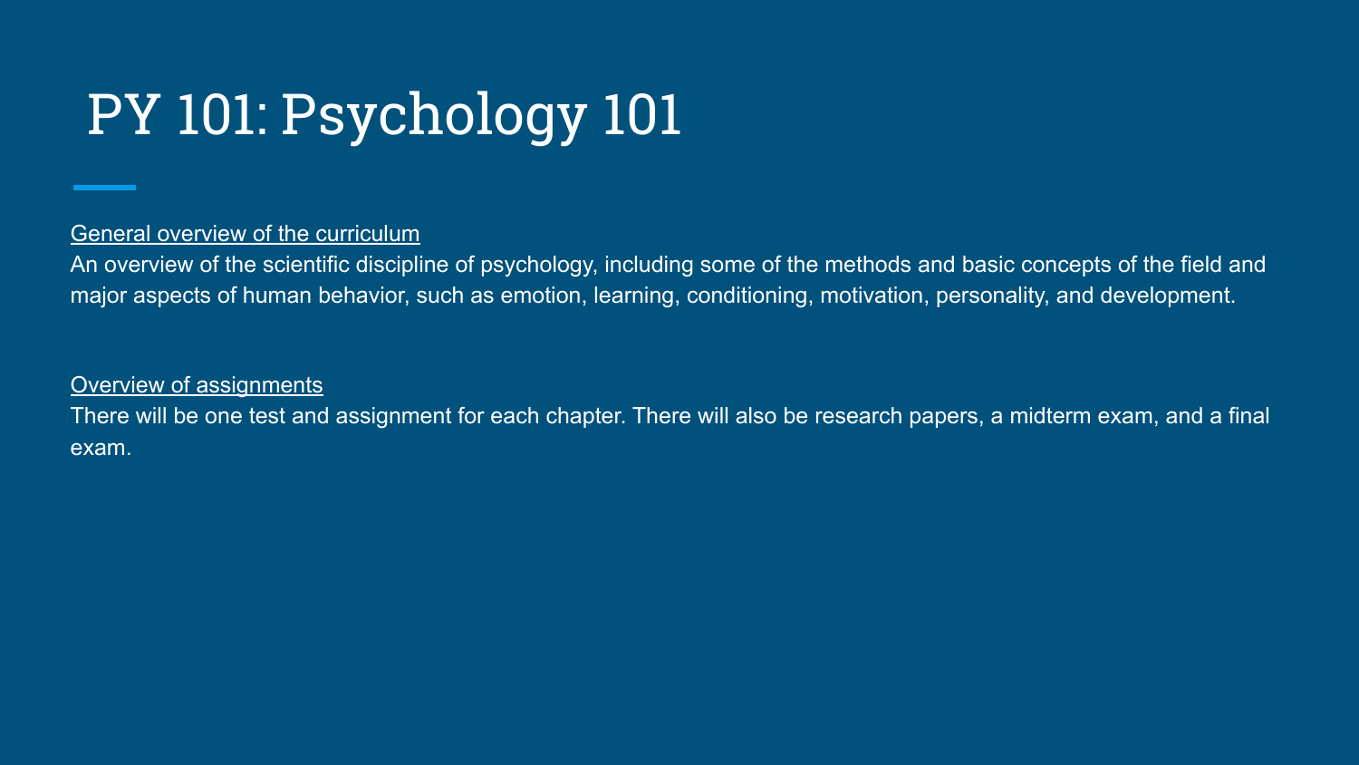# PY 101: Psychology 101

General overview of the curriculum

An overview of the scientific discipline of psychology, including some of the methods and basic concepts of the field and major aspects of human behavior, such as emotion, learning, conditioning, motivation, personality, and development.

Overview of assignments

There will be one test and assignment for each chapter. There will also be research papers, a midterm exam, and a final exam.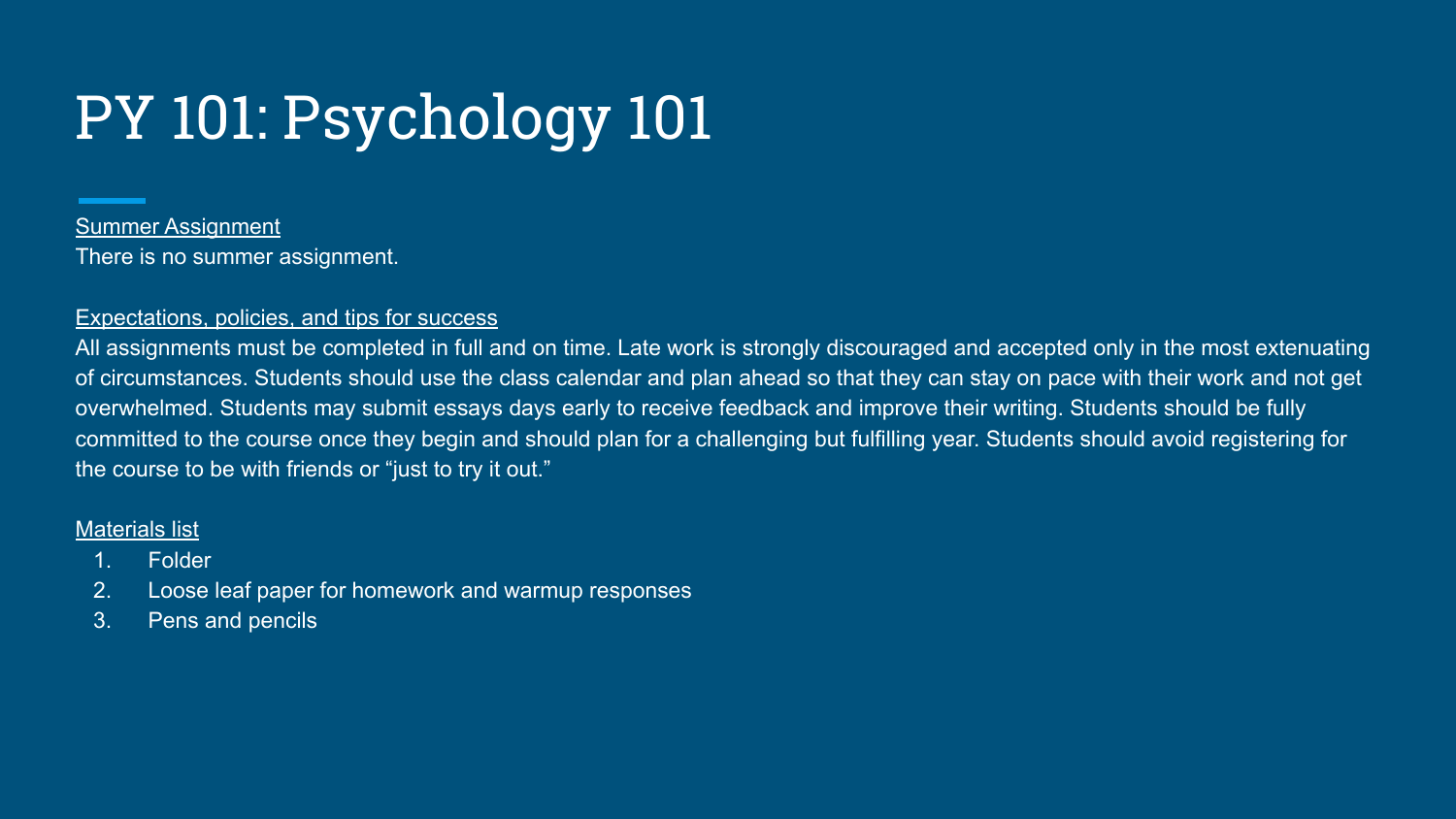# PY 101: Psychology 101

<u>Summer Assignment</u>

There is no summer assignment.

<u>Expectations, policies, and tips for success</u>

All assignments must be completed in full and on time. Late work is strongly discouraged and accepted only in the most extenuating of circumstances. Students should use the class calendar and plan ahead so that they can stay on pace with their work and not get overwhelmed. Students may submit essays days early to receive feedback and improve their writing. Students should be fully committed to the course once they begin and should plan for a challenging but fulfilling year. Students should avoid registering for the course to be with friends or "just to try it out."

<u>Materials list</u>

1. Folder
2. Loose leaf paper for homework and warmup responses
3. Pens and pencils